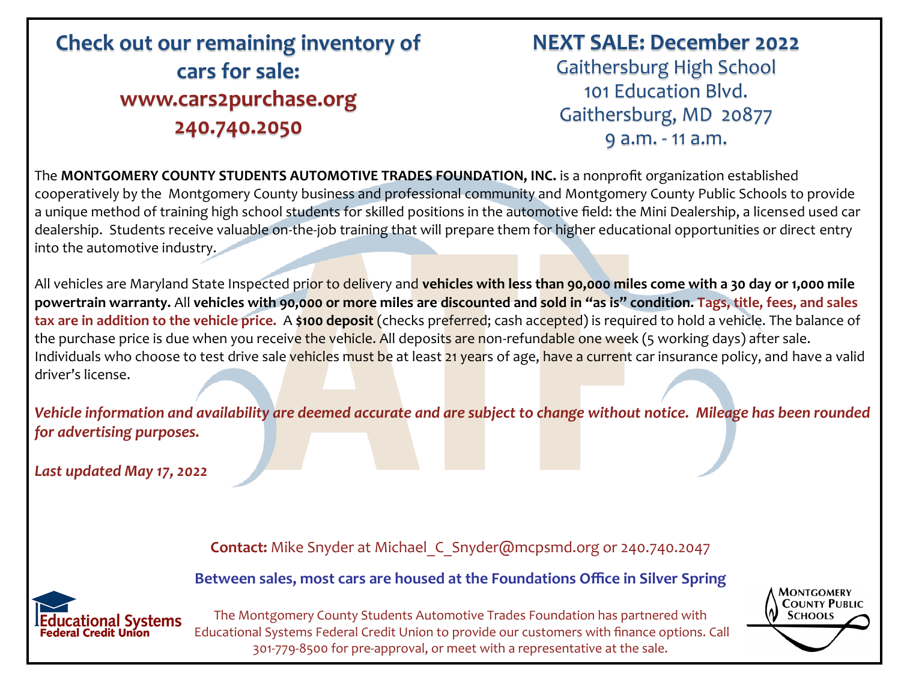## Check out our remaining inventory of cars for sale:

## www.cars2purchase.org

## 240.740.2050

## NEXT SALE: December 2022

Gaithersburg High School
101 Education Blvd.
Gaithersburg, MD 20877
9 a.m. - 11 a.m.

The **MONTGOMERY COUNTY STUDENTS AUTOMOTIVE TRADES FOUNDATION, INC.** is a nonprofit organization established cooperatively by the Montgomery County business and professional community and Montgomery County Public Schools to provide a unique method of training high school students for skilled positions in the automotive field: the Mini Dealership, a licensed used car dealership. Students receive valuable on-the-job training that will prepare them for higher educational opportunities or direct entry into the automotive industry.

All vehicles are Maryland State Inspected prior to delivery and **vehicles with less than 90,000 miles come with a 30 day or 1,000 mile powertrain warranty.** All **vehicles with 90,000 or more miles are discounted and sold in "as is" condition.** **Tags, title, fees, and sales tax are in addition to the vehicle price.** A **$100 deposit** (checks preferred; cash accepted) is required to hold a vehicle. The balance of the purchase price is due when you receive the vehicle. All deposits are non-refundable one week (5 working days) after sale. Individuals who choose to test drive sale vehicles must be at least 21 years of age, have a current car insurance policy, and have a valid driver's license.

***Vehicle information and availability are deemed accurate and are subject to change without notice. Mileage has been rounded for advertising purposes.***

***Last updated May 17, 2022***

**Contact:** Mike Snyder at Michael_C_Snyder@mcpsmd.org or 240.740.2047

**Between sales, most cars are housed at the Foundations Office in Silver Spring**

Educational Systems Federal Credit Union

The Montgomery County Students Automotive Trades Foundation has partnered with Educational Systems Federal Credit Union to provide our customers with finance options. Call 301-779-8500 for pre-approval, or meet with a representative at the sale.

Montgomery County Public Schools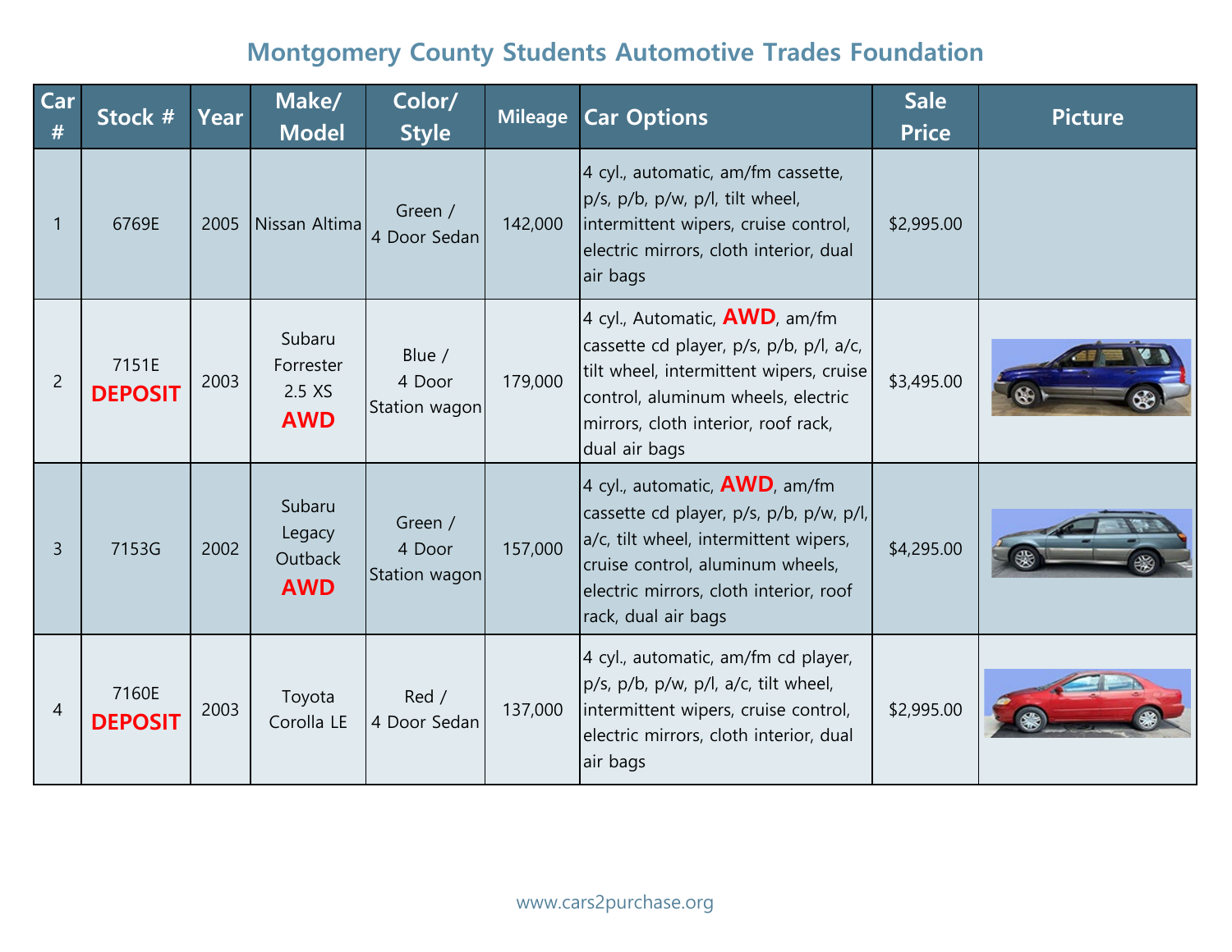## Montgomery County Students Automotive Trades Foundation

| Car # | Stock # | Year | Make/ Model | Color/ Style | Mileage | Car Options | Sale Price | Picture |
|---|---|---|---|---|---|---|---|---|
| 1 | 6769E | 2005 | Nissan Altima | Green / 4 Door Sedan | 142,000 | 4 cyl., automatic, am/fm cassette, p/s, p/b, p/w, p/l, tilt wheel, intermittent wipers, cruise control, electric mirrors, cloth interior, dual air bags | $2,995.00 | |
| 2 | 7151E **DEPOSIT** | 2003 | Subaru Forrester 2.5 XS **AWD** | Blue / 4 Door Station wagon | 179,000 | 4 cyl., Automatic, **AWD**, am/fm cassette cd player, p/s, p/b, p/l, a/c, tilt wheel, intermittent wipers, cruise control, aluminum wheels, electric mirrors, cloth interior, roof rack, dual air bags | $3,495.00 | |
| 3 | 7153G | 2002 | Subaru Legacy Outback **AWD** | Green / 4 Door Station wagon | 157,000 | 4 cyl., automatic, **AWD**, am/fm cassette cd player, p/s, p/b, p/w, p/l, a/c, tilt wheel, intermittent wipers, cruise control, aluminum wheels, electric mirrors, cloth interior, roof rack, dual air bags | $4,295.00 | |
| 4 | 7160E **DEPOSIT** | 2003 | Toyota Corolla LE | Red / 4 Door Sedan | 137,000 | 4 cyl., automatic, am/fm cd player, p/s, p/b, p/w, p/l, a/c, tilt wheel, intermittent wipers, cruise control, electric mirrors, cloth interior, dual air bags | $2,995.00 | |

www.cars2purchase.org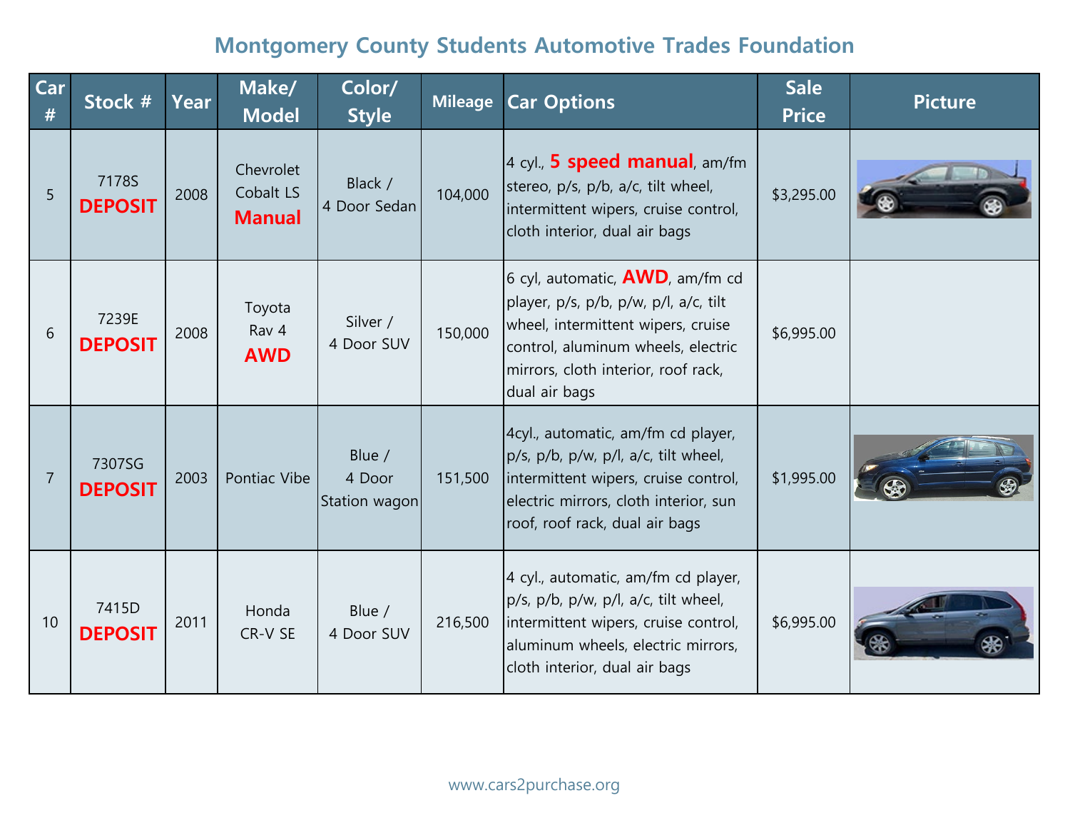# Montgomery County Students Automotive Trades Foundation

| Car # | Stock # | Year | Make/ Model | Color/ Style | Mileage | Car Options | Sale Price | Picture |
|---|---|---|---|---|---|---|---|---|
| 5 | 7178S **DEPOSIT** | 2008 | Chevrolet Cobalt LS **Manual** | Black / 4 Door Sedan | 104,000 | 4 cyl., **5 speed manual**, am/fm stereo, p/s, p/b, a/c, tilt wheel, intermittent wipers, cruise control, cloth interior, dual air bags | $3,295.00 | |
| 6 | 7239E **DEPOSIT** | 2008 | Toyota Rav 4 **AWD** | Silver / 4 Door SUV | 150,000 | 6 cyl, automatic, **AWD**, am/fm cd player, p/s, p/b, p/w, p/l, a/c, tilt wheel, intermittent wipers, cruise control, aluminum wheels, electric mirrors, cloth interior, roof rack, dual air bags | $6,995.00 | |
| 7 | 7307SG **DEPOSIT** | 2003 | Pontiac Vibe | Blue / 4 Door Station wagon | 151,500 | 4cyl., automatic, am/fm cd player, p/s, p/b, p/w, p/l, a/c, tilt wheel, intermittent wipers, cruise control, electric mirrors, cloth interior, sun roof, roof rack, dual air bags | $1,995.00 | |
| 10 | 7415D **DEPOSIT** | 2011 | Honda CR-V SE | Blue / 4 Door SUV | 216,500 | 4 cyl., automatic, am/fm cd player, p/s, p/b, p/w, p/l, a/c, tilt wheel, intermittent wipers, cruise control, aluminum wheels, electric mirrors, cloth interior, dual air bags | $6,995.00 | |

www.cars2purchase.org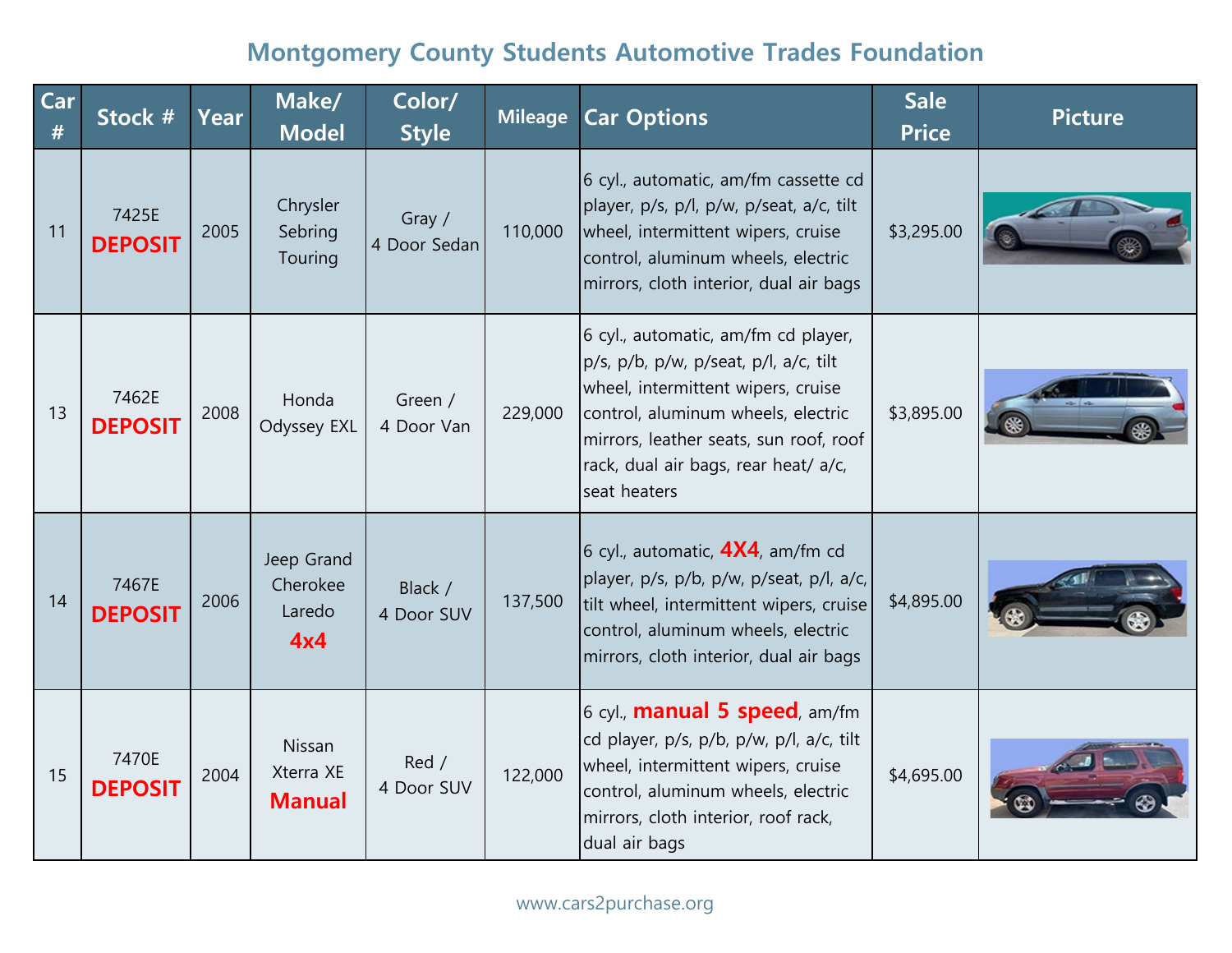# Montgomery County Students Automotive Trades Foundation

| Car # | Stock # | Year | Make/ Model | Color/ Style | Mileage | Car Options | Sale Price | Picture |
|---|---|---|---|---|---|---|---|---|
| 11 | 7425E **DEPOSIT** | 2005 | Chrysler Sebring Touring | Gray / 4 Door Sedan | 110,000 | 6 cyl., automatic, am/fm cassette cd player, p/s, p/l, p/w, p/seat, a/c, tilt wheel, intermittent wipers, cruise control, aluminum wheels, electric mirrors, cloth interior, dual air bags | $3,295.00 | |
| 13 | 7462E **DEPOSIT** | 2008 | Honda Odyssey EXL | Green / 4 Door Van | 229,000 | 6 cyl., automatic, am/fm cd player, p/s, p/b, p/w, p/seat, p/l, a/c, tilt wheel, intermittent wipers, cruise control, aluminum wheels, electric mirrors, leather seats, sun roof, roof rack, dual air bags, rear heat/ a/c, seat heaters | $3,895.00 | |
| 14 | 7467E **DEPOSIT** | 2006 | Jeep Grand Cherokee Laredo **4x4** | Black / 4 Door SUV | 137,500 | 6 cyl., automatic, **4X4**, am/fm cd player, p/s, p/b, p/w, p/seat, p/l, a/c, tilt wheel, intermittent wipers, cruise control, aluminum wheels, electric mirrors, cloth interior, dual air bags | $4,895.00 | |
| 15 | 7470E **DEPOSIT** | 2004 | Nissan Xterra XE **Manual** | Red / 4 Door SUV | 122,000 | 6 cyl., **manual 5 speed**, am/fm cd player, p/s, p/b, p/w, p/l, a/c, tilt wheel, intermittent wipers, cruise control, aluminum wheels, electric mirrors, cloth interior, roof rack, dual air bags | $4,695.00 | |

www.cars2purchase.org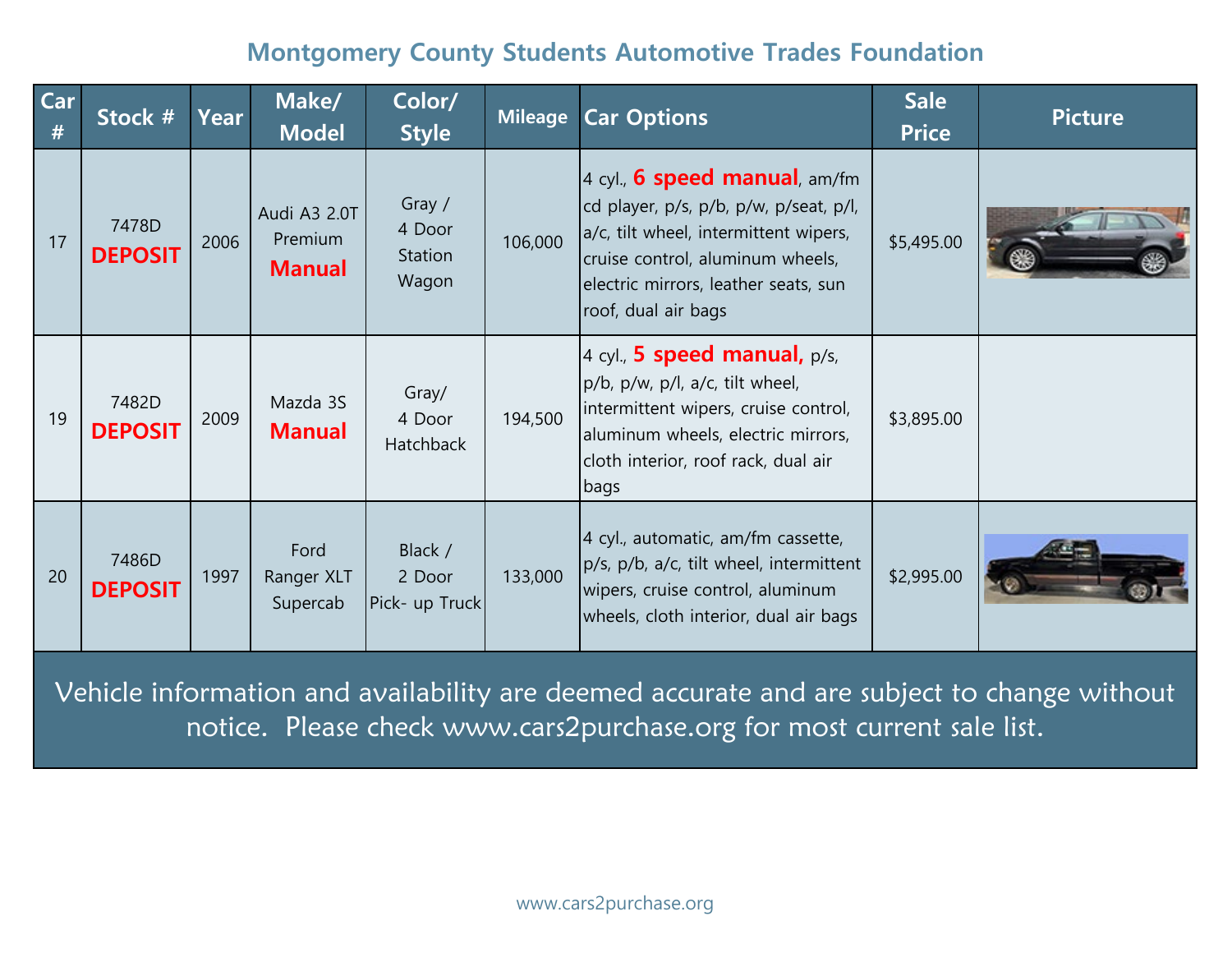# Montgomery County Students Automotive Trades Foundation

| Car # | Stock # | Year | Make/ Model | Color/ Style | Mileage | Car Options | Sale Price | Picture |
|---|---|---|---|---|---|---|---|---|
| 17 | 7478D **DEPOSIT** | 2006 | Audi A3 2.0T Premium **Manual** | Gray / 4 Door Station Wagon | 106,000 | 4 cyl., **6 speed manual**, am/fm cd player, p/s, p/b, p/w, p/seat, p/l, a/c, tilt wheel, intermittent wipers, cruise control, aluminum wheels, electric mirrors, leather seats, sun roof, dual air bags | $5,495.00 | |
| 19 | 7482D **DEPOSIT** | 2009 | Mazda 3S **Manual** | Gray/ 4 Door Hatchback | 194,500 | 4 cyl., **5 speed manual,** p/s, p/b, p/w, p/l, a/c, tilt wheel, intermittent wipers, cruise control, aluminum wheels, electric mirrors, cloth interior, roof rack, dual air bags | $3,895.00 | |
| 20 | 7486D **DEPOSIT** | 1997 | Ford Ranger XLT Supercab | Black / 2 Door Pick- up Truck | 133,000 | 4 cyl., automatic, am/fm cassette, p/s, p/b, a/c, tilt wheel, intermittent wipers, cruise control, aluminum wheels, cloth interior, dual air bags | $2,995.00 | |

Vehicle information and availability are deemed accurate and are subject to change without notice. Please check www.cars2purchase.org for most current sale list.

www.cars2purchase.org